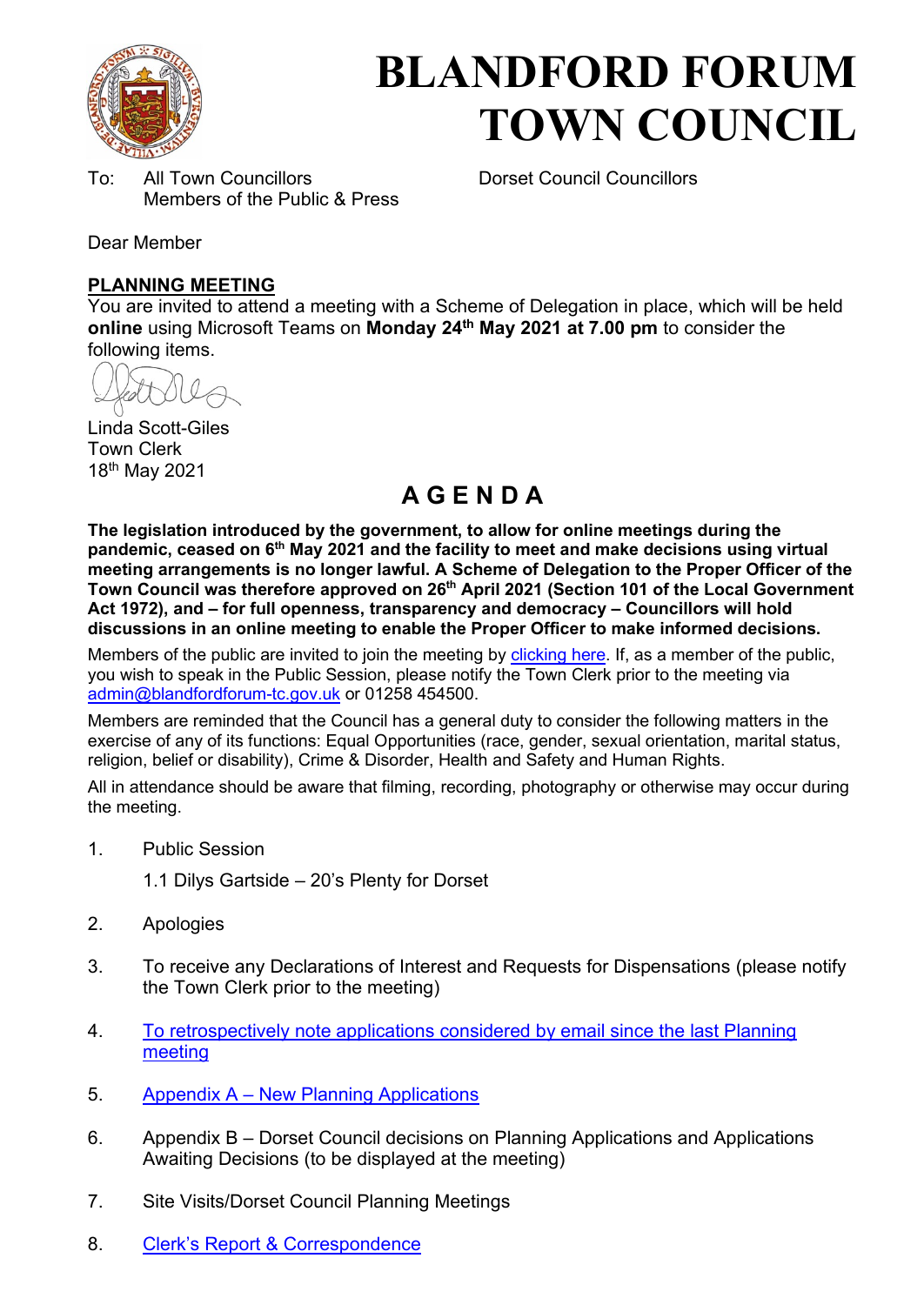# BLANDFORD FORUM TOWN COUNCIL

To: All Town Councillors
Members of the Public & Press

Dorset Council Councillors

Dear Member

**PLANNING MEETING**

You are invited to attend a meeting with a Scheme of Delegation in place, which will be held **online** using Microsoft Teams on **Monday 24th May 2021 at 7.00 pm** to consider the following items.

Linda Scott-Giles
Town Clerk
18th May 2021

## A G E N D A

**The legislation introduced by the government, to allow for online meetings during the pandemic, ceased on 6th May 2021 and the facility to meet and make decisions using virtual meeting arrangements is no longer lawful. A Scheme of Delegation to the Proper Officer of the Town Council was therefore approved on 26th April 2021 (Section 101 of the Local Government Act 1972), and – for full openness, transparency and democracy – Councillors will hold discussions in an online meeting to enable the Proper Officer to make informed decisions.**

Members of the public are invited to join the meeting by clicking here. If, as a member of the public, you wish to speak in the Public Session, please notify the Town Clerk prior to the meeting via admin@blandfordforum-tc.gov.uk or 01258 454500.

Members are reminded that the Council has a general duty to consider the following matters in the exercise of any of its functions: Equal Opportunities (race, gender, sexual orientation, marital status, religion, belief or disability), Crime & Disorder, Health and Safety and Human Rights.

All in attendance should be aware that filming, recording, photography or otherwise may occur during the meeting.

1. Public Session

   1.1 Dilys Gartside – 20's Plenty for Dorset

2. Apologies

3. To receive any Declarations of Interest and Requests for Dispensations (please notify the Town Clerk prior to the meeting)

4. To retrospectively note applications considered by email since the last Planning meeting

5. Appendix A – New Planning Applications

6. Appendix B – Dorset Council decisions on Planning Applications and Applications Awaiting Decisions (to be displayed at the meeting)

7. Site Visits/Dorset Council Planning Meetings

8. Clerk's Report & Correspondence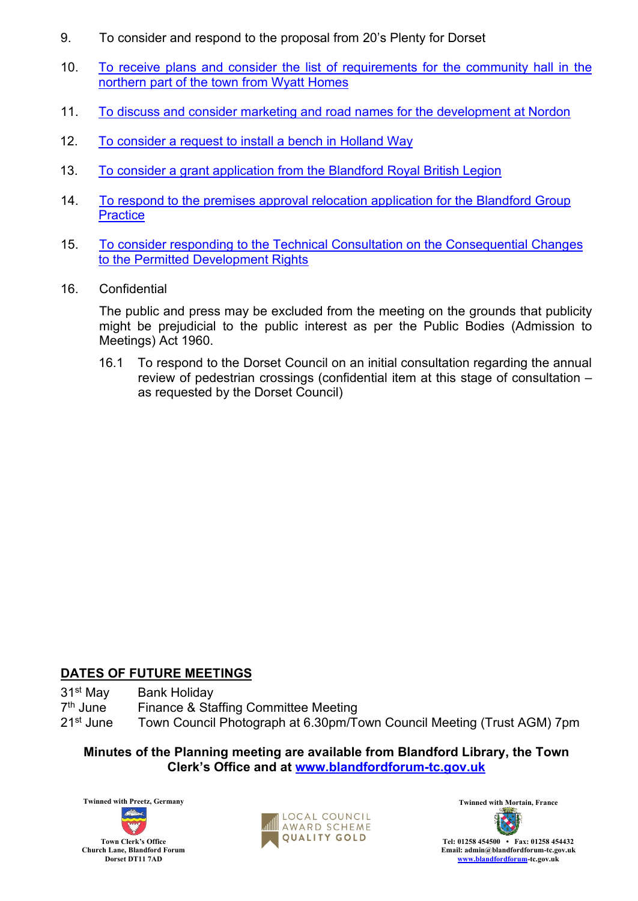9. To consider and respond to the proposal from 20's Plenty for Dorset

10. To receive plans and consider the list of requirements for the community hall in the northern part of the town from Wyatt Homes

11. To discuss and consider marketing and road names for the development at Nordon

12. To consider a request to install a bench in Holland Way

13. To consider a grant application from the Blandford Royal British Legion

14. To respond to the premises approval relocation application for the Blandford Group Practice

15. To consider responding to the Technical Consultation on the Consequential Changes to the Permitted Development Rights

16. Confidential

    The public and press may be excluded from the meeting on the grounds that publicity might be prejudicial to the public interest as per the Public Bodies (Admission to Meetings) Act 1960.

    16.1 To respond to the Dorset Council on an initial consultation regarding the annual review of pedestrian crossings (confidential item at this stage of consultation – as requested by the Dorset Council)

## DATES OF FUTURE MEETINGS

| | |
|---|---|
| 31st May | Bank Holiday |
| 7th June | Finance & Staffing Committee Meeting |
| 21st June | Town Council Photograph at 6.30pm/Town Council Meeting (Trust AGM) 7pm |

**Minutes of the Planning meeting are available from Blandford Library, the Town Clerk's Office and at www.blandfordforum-tc.gov.uk**

Twinned with Preetz, Germany
Town Clerk's Office
Church Lane, Blandford Forum
Dorset DT11 7AD

LOCAL COUNCIL AWARD SCHEME QUALITY GOLD

Twinned with Mortain, France
Tel: 01258 454500 • Fax: 01258 454432
Email: admin@blandfordforum-tc.gov.uk
www.blandfordforum-tc.gov.uk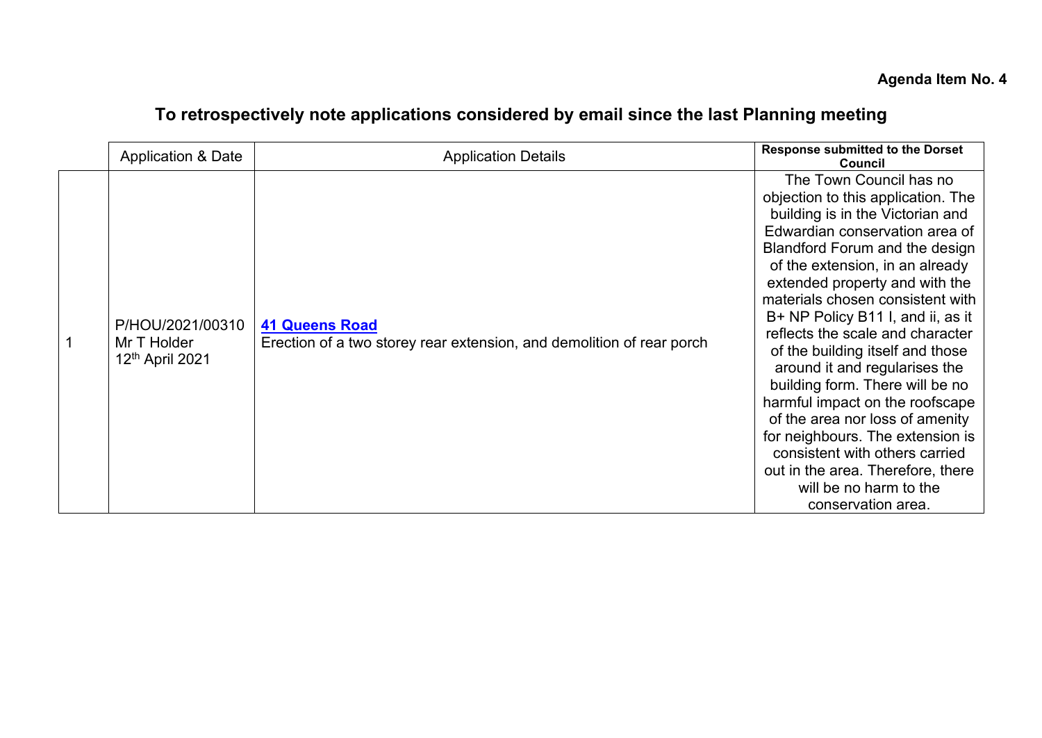**Agenda Item No. 4**

## To retrospectively note applications considered by email since the last Planning meeting

| | Application & Date | Application Details | Response submitted to the Dorset Council |
|---|---|---|---|
| 1 | P/HOU/2021/00310 Mr T Holder 12th April 2021 | **41 Queens Road** Erection of a two storey rear extension, and demolition of rear porch | The Town Council has no objection to this application. The building is in the Victorian and Edwardian conservation area of Blandford Forum and the design of the extension, in an already extended property and with the materials chosen consistent with B+ NP Policy B11 I, and ii, as it reflects the scale and character of the building itself and those around it and regularises the building form. There will be no harmful impact on the roofscape of the area nor loss of amenity for neighbours. The extension is consistent with others carried out in the area. Therefore, there will be no harm to the conservation area. |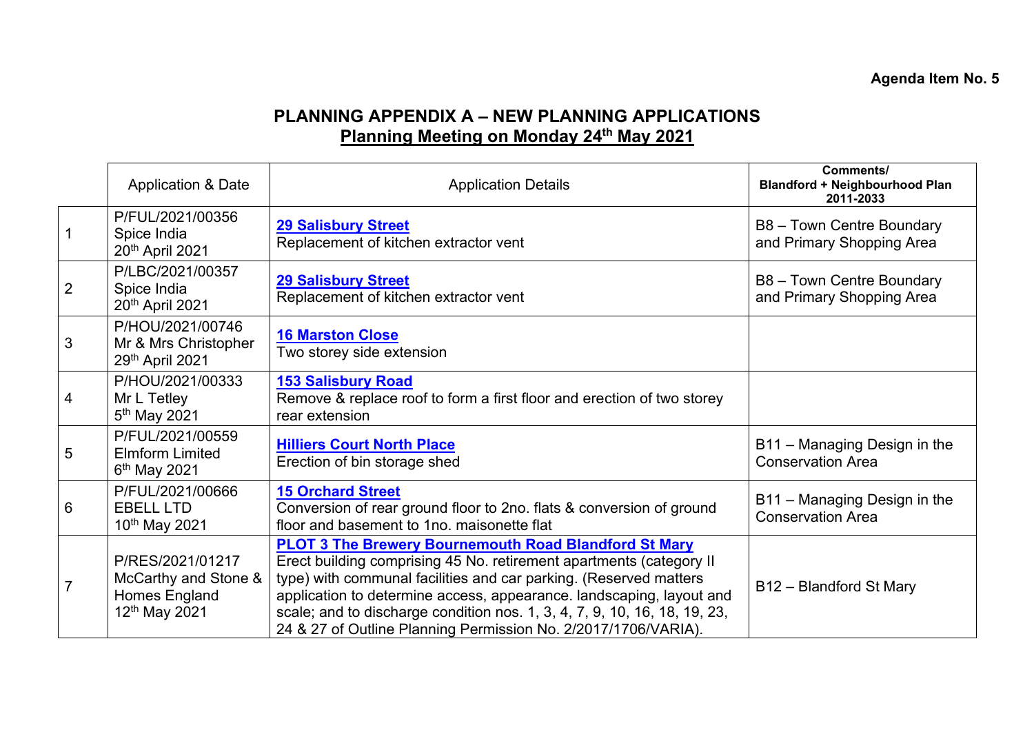**Agenda Item No. 5**

## PLANNING APPENDIX A – NEW PLANNING APPLICATIONS

**Planning Meeting on Monday 24th May 2021**

| | Application & Date | Application Details | Comments/ Blandford + Neighbourhood Plan 2011-2033 |
|---|---|---|---|
| 1 | P/FUL/2021/00356<br>Spice India<br>20th April 2021 | **29 Salisbury Street**<br>Replacement of kitchen extractor vent | B8 – Town Centre Boundary and Primary Shopping Area |
| 2 | P/LBC/2021/00357<br>Spice India<br>20th April 2021 | **29 Salisbury Street**<br>Replacement of kitchen extractor vent | B8 – Town Centre Boundary and Primary Shopping Area |
| 3 | P/HOU/2021/00746<br>Mr & Mrs Christopher<br>29th April 2021 | **16 Marston Close**<br>Two storey side extension | |
| 4 | P/HOU/2021/00333<br>Mr L Tetley<br>5th May 2021 | **153 Salisbury Road**<br>Remove & replace roof to form a first floor and erection of two storey rear extension | |
| 5 | P/FUL/2021/00559<br>Elmform Limited<br>6th May 2021 | **Hilliers Court North Place**<br>Erection of bin storage shed | B11 – Managing Design in the Conservation Area |
| 6 | P/FUL/2021/00666<br>EBELL LTD<br>10th May 2021 | **15 Orchard Street**<br>Conversion of rear ground floor to 2no. flats & conversion of ground floor and basement to 1no. maisonette flat | B11 – Managing Design in the Conservation Area |
| 7 | P/RES/2021/01217<br>McCarthy and Stone & Homes England<br>12th May 2021 | **PLOT 3 The Brewery Bournemouth Road Blandford St Mary**<br>Erect building comprising 45 No. retirement apartments (category II type) with communal facilities and car parking. (Reserved matters application to determine access, appearance. landscaping, layout and scale; and to discharge condition nos. 1, 3, 4, 7, 9, 10, 16, 18, 19, 23, 24 & 27 of Outline Planning Permission No. 2/2017/1706/VARIA). | B12 – Blandford St Mary |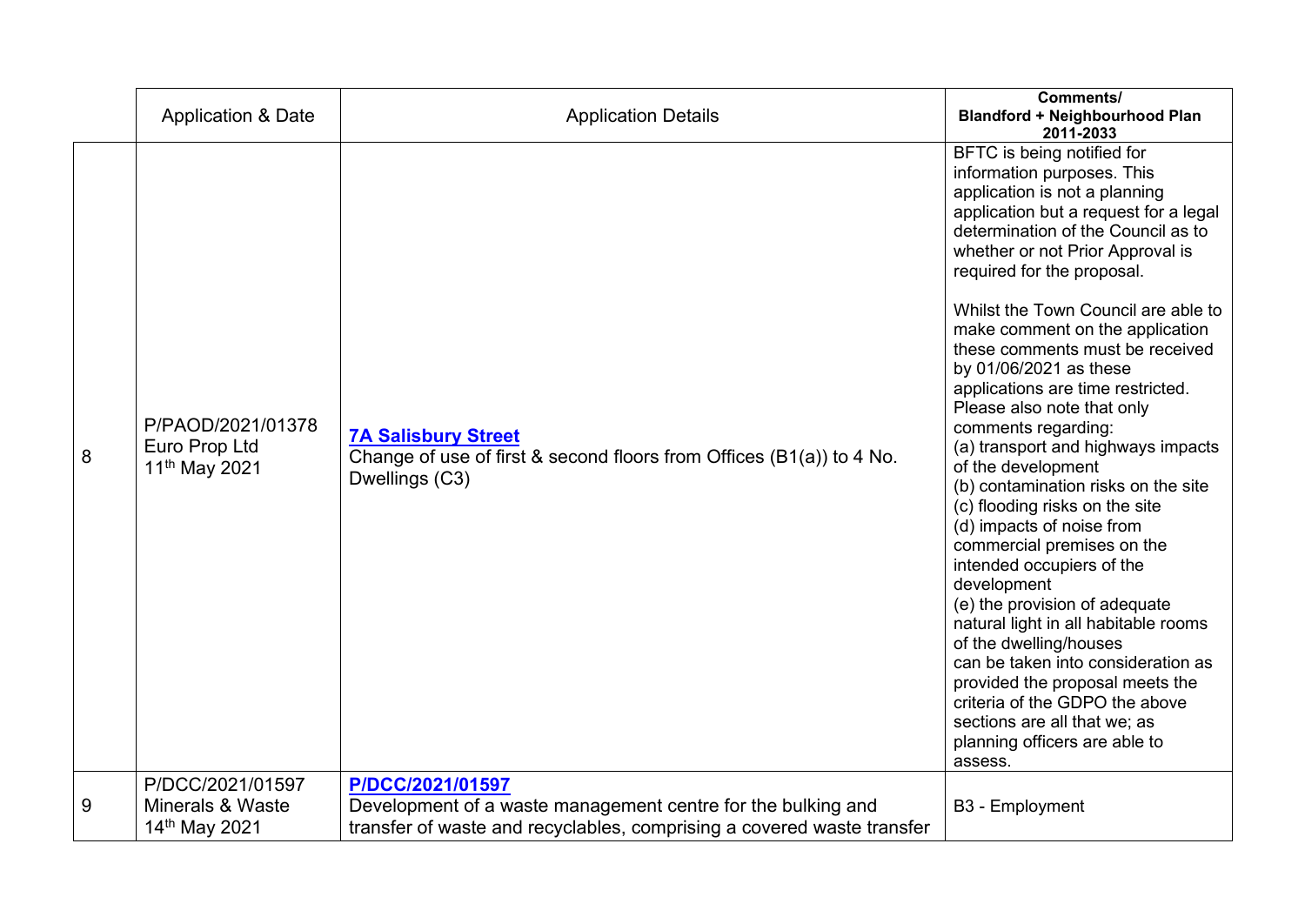| | Application & Date | Application Details | Comments/ Blandford + Neighbourhood Plan 2011-2033 |
|---|---|---|---|
| 8 | P/PAOD/2021/01378 Euro Prop Ltd 11th May 2021 | **7A Salisbury Street** Change of use of first & second floors from Offices (B1(a)) to 4 No. Dwellings (C3) | BFTC is being notified for information purposes. This application is not a planning application but a request for a legal determination of the Council as to whether or not Prior Approval is required for the proposal.<br><br>Whilst the Town Council are able to make comment on the application these comments must be received by 01/06/2021 as these applications are time restricted. Please also note that only comments regarding:<br>(a) transport and highways impacts of the development<br>(b) contamination risks on the site<br>(c) flooding risks on the site<br>(d) impacts of noise from commercial premises on the intended occupiers of the development<br>(e) the provision of adequate natural light in all habitable rooms of the dwelling/houses<br>can be taken into consideration as provided the proposal meets the criteria of the GDPO the above sections are all that we; as planning officers are able to assess. |
| 9 | P/DCC/2021/01597 Minerals & Waste 14th May 2021 | **P/DCC/2021/01597** Development of a waste management centre for the bulking and transfer of waste and recyclables, comprising a covered waste transfer | B3 - Employment |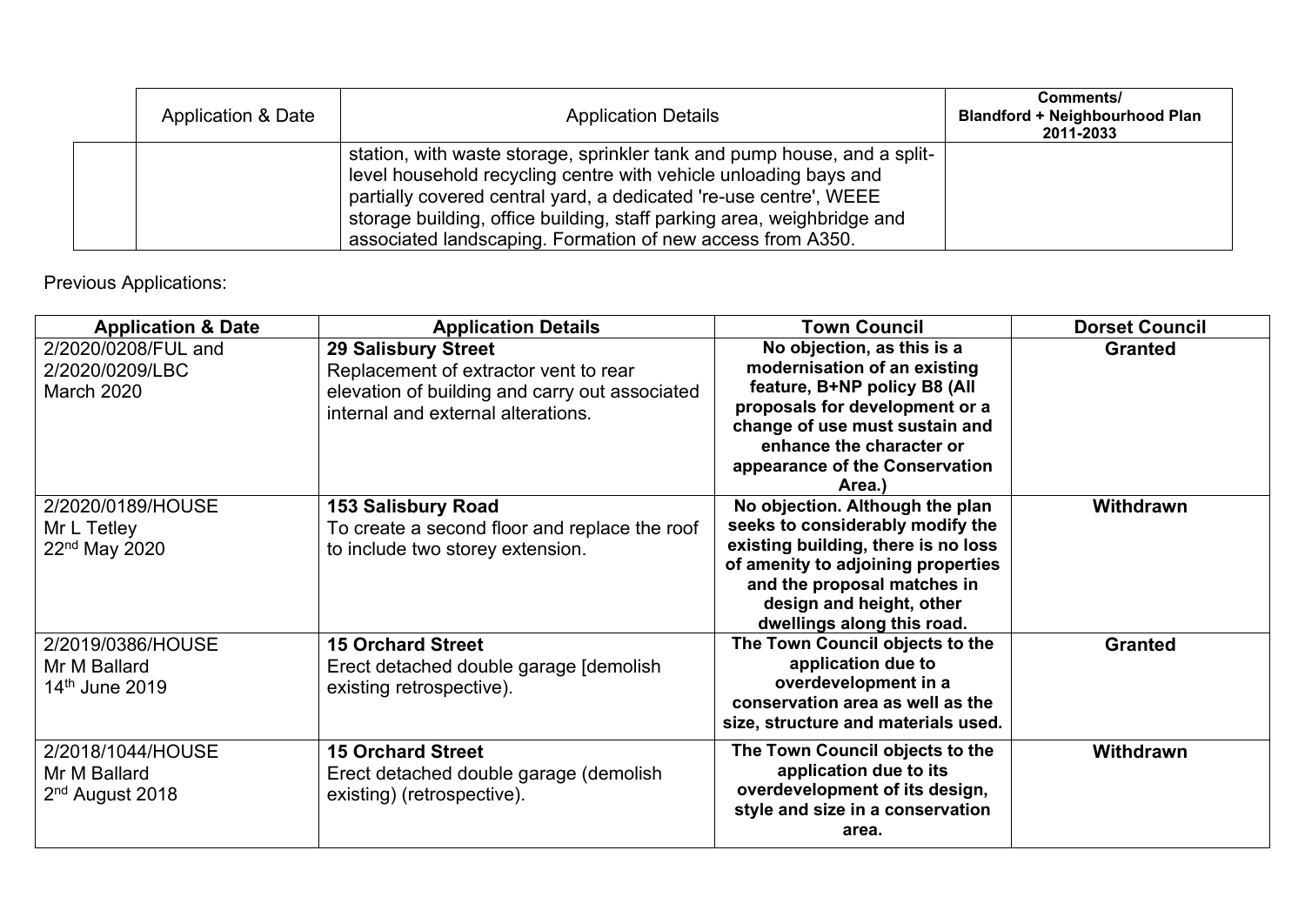| | Application & Date | Application Details | Comments/ Blandford + Neighbourhood Plan 2011-2033 |
|---|---|---|---|
| | | station, with waste storage, sprinkler tank and pump house, and a split-level household recycling centre with vehicle unloading bays and partially covered central yard, a dedicated 're-use centre', WEEE storage building, office building, staff parking area, weighbridge and associated landscaping. Formation of new access from A350. | |

Previous Applications:

| Application & Date | Application Details | Town Council | Dorset Council |
|---|---|---|---|
| 2/2020/0208/FUL and 2/2020/0209/LBC March 2020 | **29 Salisbury Street** Replacement of extractor vent to rear elevation of building and carry out associated internal and external alterations. | **No objection, as this is a modernisation of an existing feature, B+NP policy B8 (All proposals for development or a change of use must sustain and enhance the character or appearance of the Conservation Area.)** | **Granted** |
| 2/2020/0189/HOUSE Mr L Tetley 22nd May 2020 | **153 Salisbury Road** To create a second floor and replace the roof to include two storey extension. | **No objection. Although the plan seeks to considerably modify the existing building, there is no loss of amenity to adjoining properties and the proposal matches in design and height, other dwellings along this road.** | **Withdrawn** |
| 2/2019/0386/HOUSE Mr M Ballard 14th June 2019 | **15 Orchard Street** Erect detached double garage [demolish existing retrospective). | **The Town Council objects to the application due to overdevelopment in a conservation area as well as the size, structure and materials used.** | **Granted** |
| 2/2018/1044/HOUSE Mr M Ballard 2nd August 2018 | **15 Orchard Street** Erect detached double garage (demolish existing) (retrospective). | **The Town Council objects to the application due to its overdevelopment of its design, style and size in a conservation area.** | **Withdrawn** |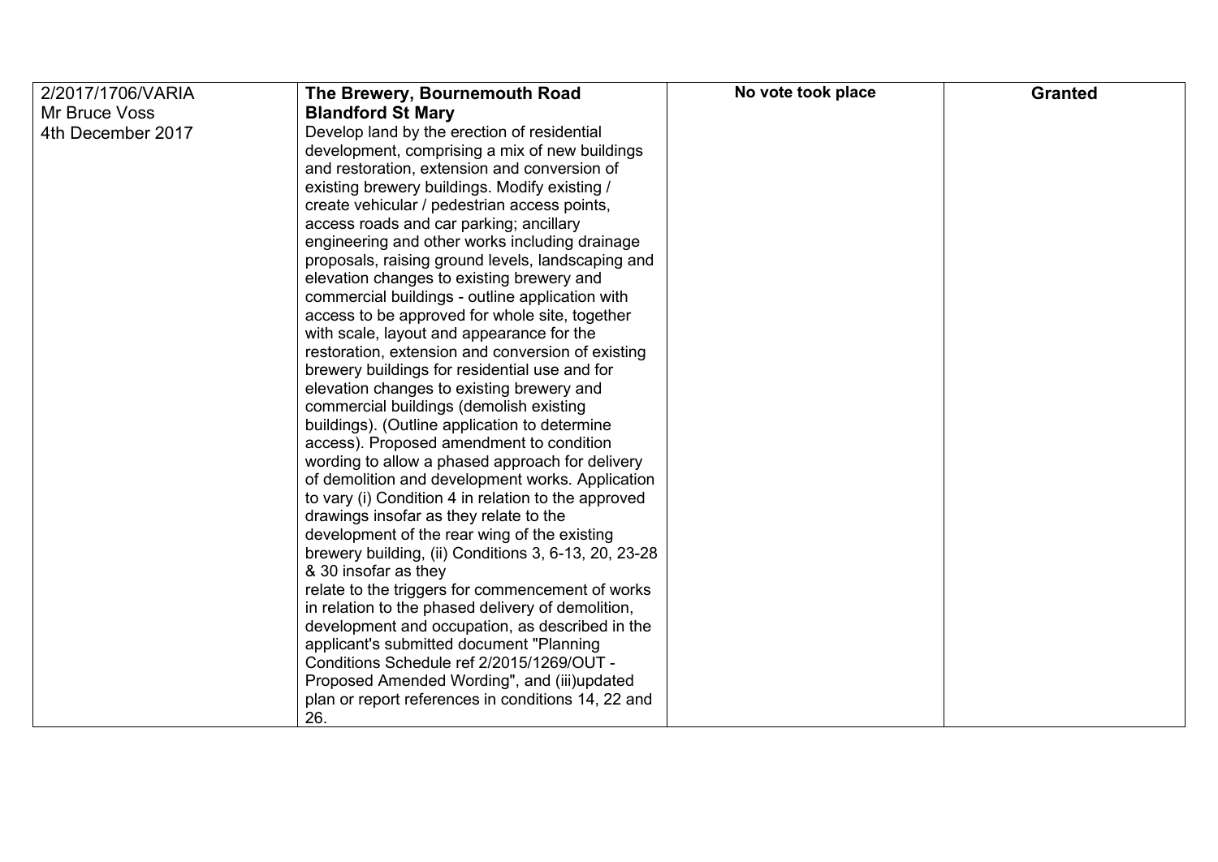| | | | |
|---|---|---|---|
| 2/2017/1706/VARIA<br>Mr Bruce Voss<br>4th December 2017 | **The Brewery, Bournemouth Road Blandford St Mary**<br>Develop land by the erection of residential development, comprising a mix of new buildings and restoration, extension and conversion of existing brewery buildings. Modify existing / create vehicular / pedestrian access points, access roads and car parking; ancillary engineering and other works including drainage proposals, raising ground levels, landscaping and elevation changes to existing brewery and commercial buildings - outline application with access to be approved for whole site, together with scale, layout and appearance for the restoration, extension and conversion of existing brewery buildings for residential use and for elevation changes to existing brewery and commercial buildings (demolish existing buildings). (Outline application to determine access). Proposed amendment to condition wording to allow a phased approach for delivery of demolition and development works. Application to vary (i) Condition 4 in relation to the approved drawings insofar as they relate to the development of the rear wing of the existing brewery building, (ii) Conditions 3, 6-13, 20, 23-28 & 30 insofar as they relate to the triggers for commencement of works in relation to the phased delivery of demolition, development and occupation, as described in the applicant's submitted document "Planning Conditions Schedule ref 2/2015/1269/OUT - Proposed Amended Wording", and (iii)updated plan or report references in conditions 14, 22 and 26. | **No vote took place** | **Granted** |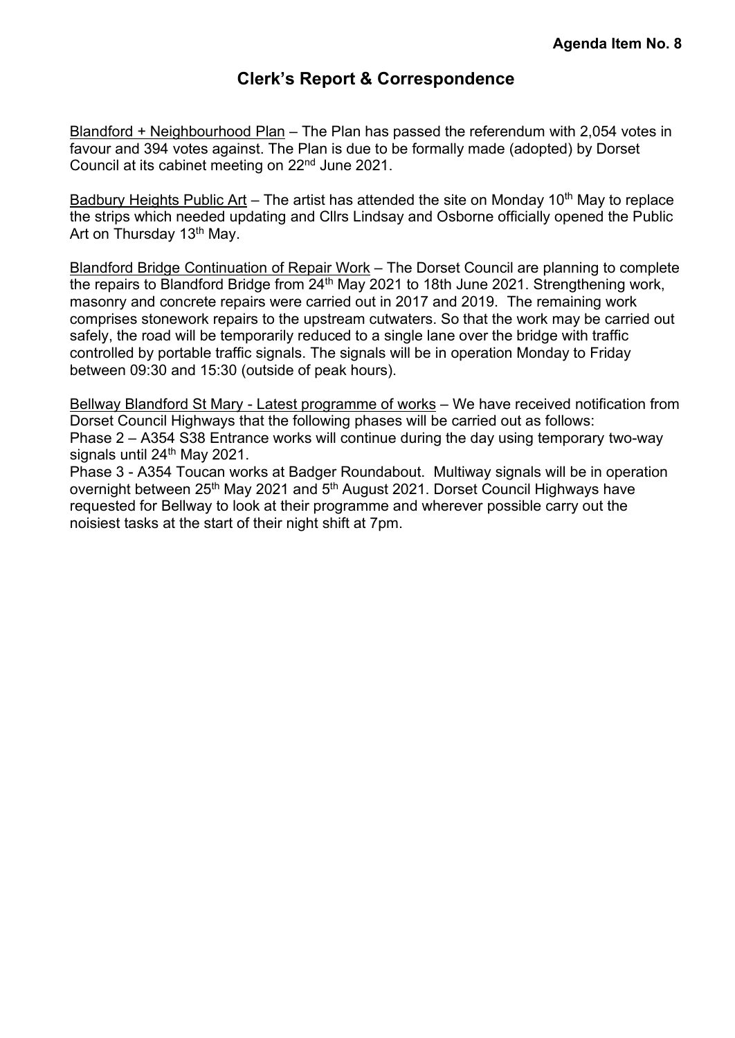**Agenda Item No. 8**

# Clerk's Report & Correspondence

Blandford + Neighbourhood Plan – The Plan has passed the referendum with 2,054 votes in favour and 394 votes against. The Plan is due to be formally made (adopted) by Dorset Council at its cabinet meeting on 22nd June 2021.

Badbury Heights Public Art – The artist has attended the site on Monday 10th May to replace the strips which needed updating and Cllrs Lindsay and Osborne officially opened the Public Art on Thursday 13th May.

Blandford Bridge Continuation of Repair Work – The Dorset Council are planning to complete the repairs to Blandford Bridge from 24th May 2021 to 18th June 2021. Strengthening work, masonry and concrete repairs were carried out in 2017 and 2019. The remaining work comprises stonework repairs to the upstream cutwaters. So that the work may be carried out safely, the road will be temporarily reduced to a single lane over the bridge with traffic controlled by portable traffic signals. The signals will be in operation Monday to Friday between 09:30 and 15:30 (outside of peak hours).

Bellway Blandford St Mary - Latest programme of works – We have received notification from Dorset Council Highways that the following phases will be carried out as follows:
Phase 2 – A354 S38 Entrance works will continue during the day using temporary two-way signals until 24th May 2021.
Phase 3 - A354 Toucan works at Badger Roundabout. Multiway signals will be in operation overnight between 25th May 2021 and 5th August 2021. Dorset Council Highways have requested for Bellway to look at their programme and wherever possible carry out the noisiest tasks at the start of their night shift at 7pm.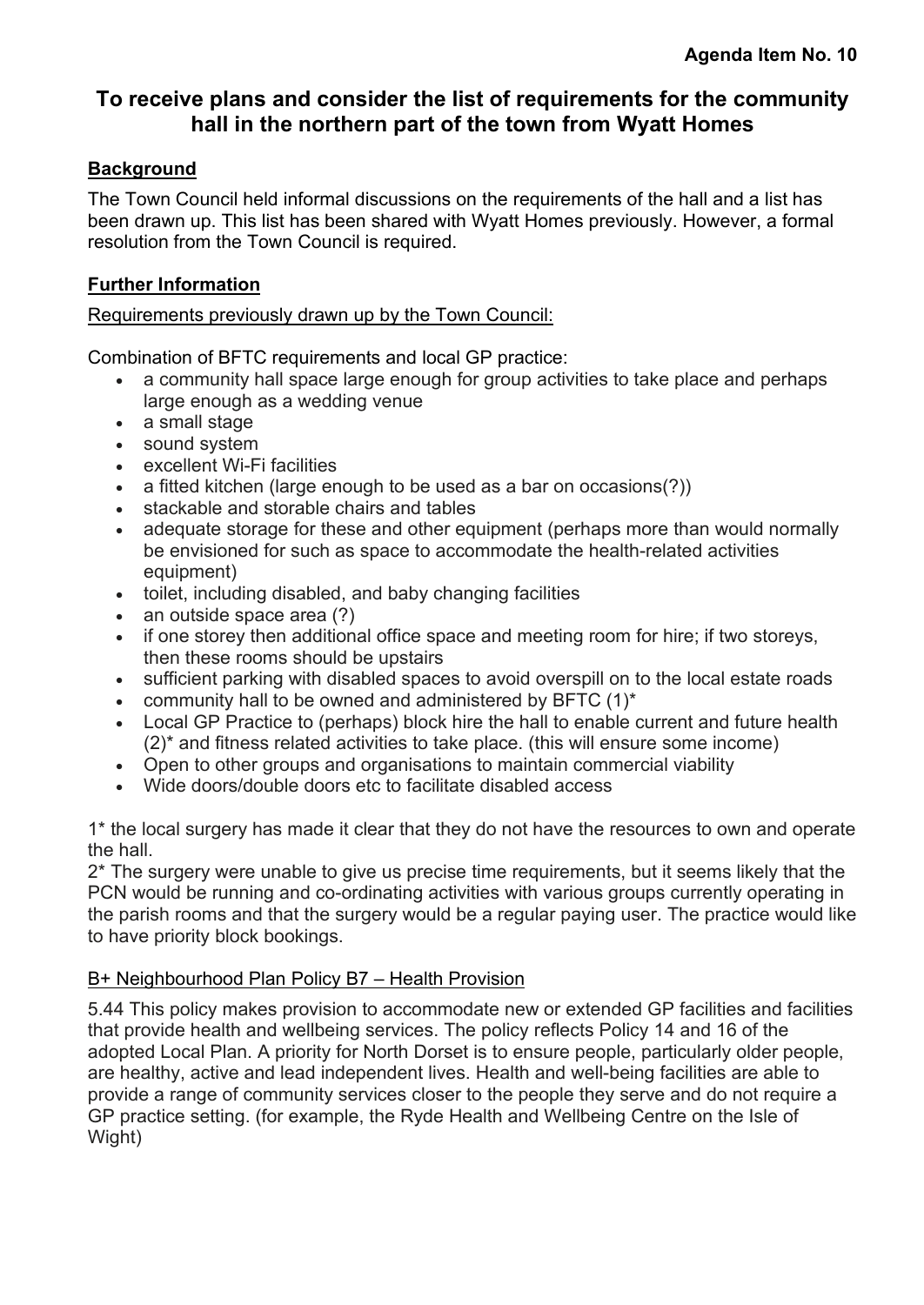**Agenda Item No. 10**

# To receive plans and consider the list of requirements for the community hall in the northern part of the town from Wyatt Homes

## Background

The Town Council held informal discussions on the requirements of the hall and a list has been drawn up. This list has been shared with Wyatt Homes previously. However, a formal resolution from the Town Council is required.

## Further Information

Requirements previously drawn up by the Town Council:

Combination of BFTC requirements and local GP practice:

- a community hall space large enough for group activities to take place and perhaps large enough as a wedding venue
- a small stage
- sound system
- excellent Wi-Fi facilities
- a fitted kitchen (large enough to be used as a bar on occasions(?))
- stackable and storable chairs and tables
- adequate storage for these and other equipment (perhaps more than would normally be envisioned for such as space to accommodate the health-related activities equipment)
- toilet, including disabled, and baby changing facilities
- an outside space area (?)
- if one storey then additional office space and meeting room for hire; if two storeys, then these rooms should be upstairs
- sufficient parking with disabled spaces to avoid overspill on to the local estate roads
- community hall to be owned and administered by BFTC (1)*
- Local GP Practice to (perhaps) block hire the hall to enable current and future health (2)* and fitness related activities to take place. (this will ensure some income)
- Open to other groups and organisations to maintain commercial viability
- Wide doors/double doors etc to facilitate disabled access

1* the local surgery has made it clear that they do not have the resources to own and operate the hall.

2* The surgery were unable to give us precise time requirements, but it seems likely that the PCN would be running and co-ordinating activities with various groups currently operating in the parish rooms and that the surgery would be a regular paying user. The practice would like to have priority block bookings.

B+ Neighbourhood Plan Policy B7 – Health Provision

5.44 This policy makes provision to accommodate new or extended GP facilities and facilities that provide health and wellbeing services. The policy reflects Policy 14 and 16 of the adopted Local Plan. A priority for North Dorset is to ensure people, particularly older people, are healthy, active and lead independent lives. Health and well-being facilities are able to provide a range of community services closer to the people they serve and do not require a GP practice setting. (for example, the Ryde Health and Wellbeing Centre on the Isle of Wight)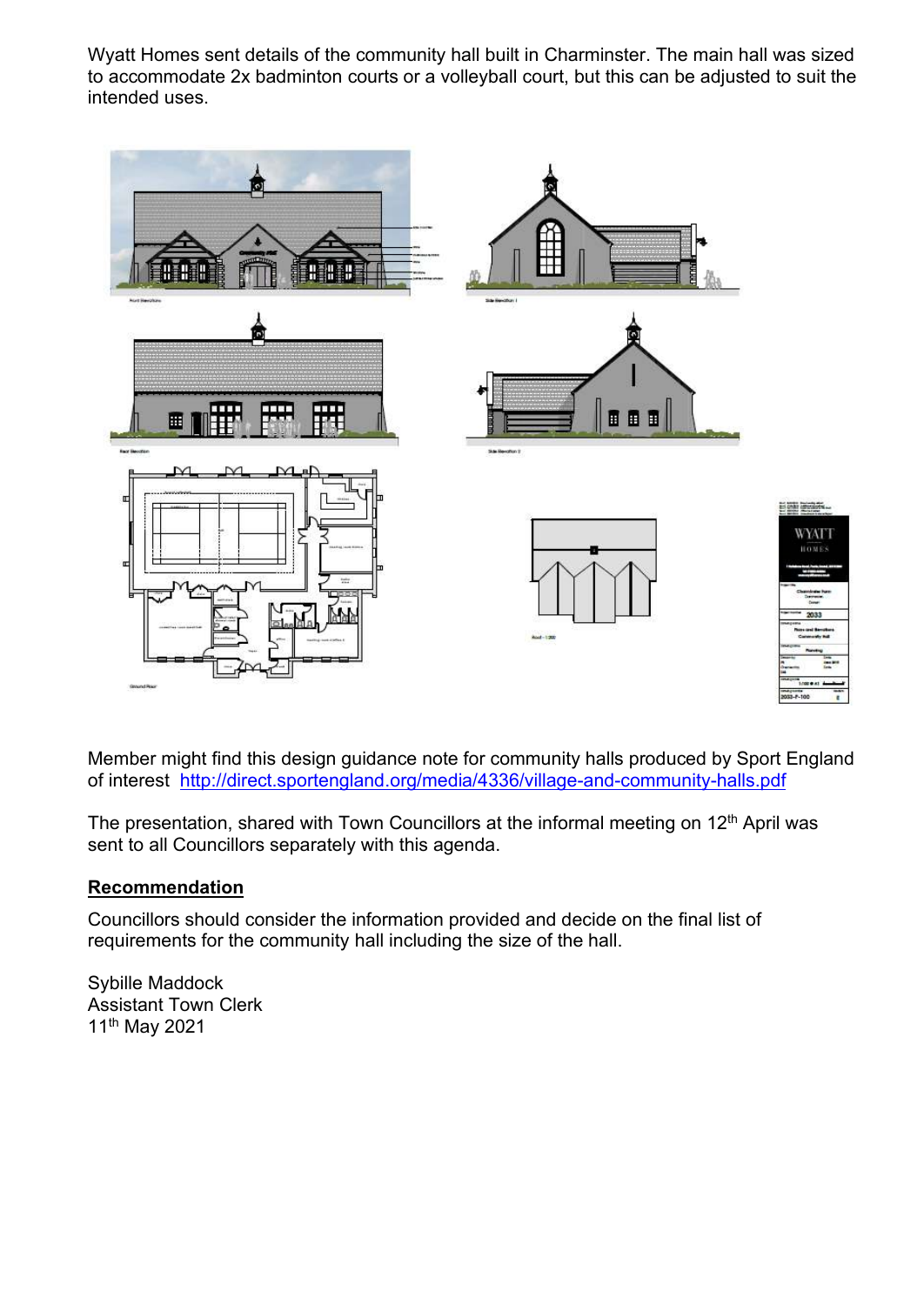Wyatt Homes sent details of the community hall built in Charminster. The main hall was sized to accommodate 2x badminton courts or a volleyball court, but this can be adjusted to suit the intended uses.

Member might find this design guidance note for community halls produced by Sport England of interest http://direct.sportengland.org/media/4336/village-and-community-halls.pdf

The presentation, shared with Town Councillors at the informal meeting on 12th April was sent to all Councillors separately with this agenda.

## Recommendation

Councillors should consider the information provided and decide on the final list of requirements for the community hall including the size of the hall.

Sybille Maddock
Assistant Town Clerk
11th May 2021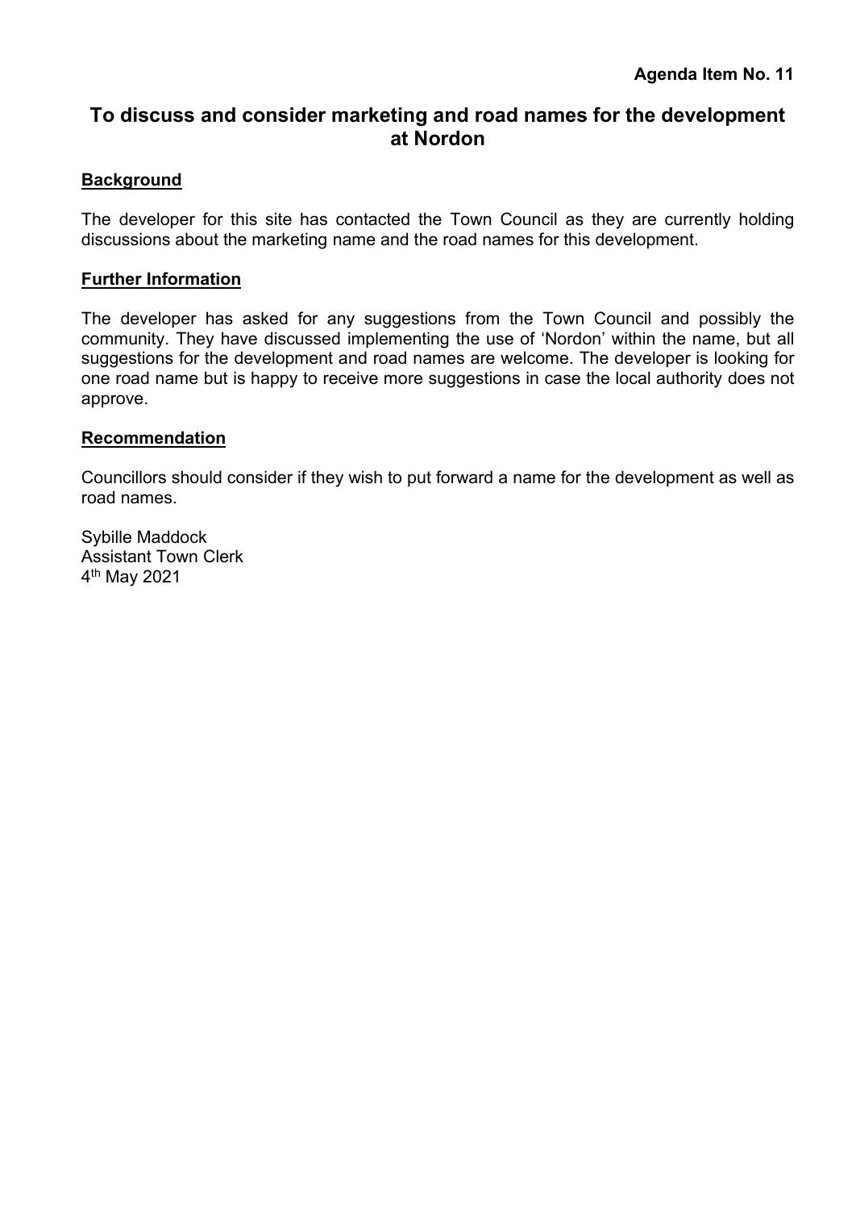**Agenda Item No. 11**

# To discuss and consider marketing and road names for the development at Nordon

## Background

The developer for this site has contacted the Town Council as they are currently holding discussions about the marketing name and the road names for this development.

## Further Information

The developer has asked for any suggestions from the Town Council and possibly the community. They have discussed implementing the use of 'Nordon' within the name, but all suggestions for the development and road names are welcome. The developer is looking for one road name but is happy to receive more suggestions in case the local authority does not approve.

## Recommendation

Councillors should consider if they wish to put forward a name for the development as well as road names.

Sybille Maddock
Assistant Town Clerk
4th May 2021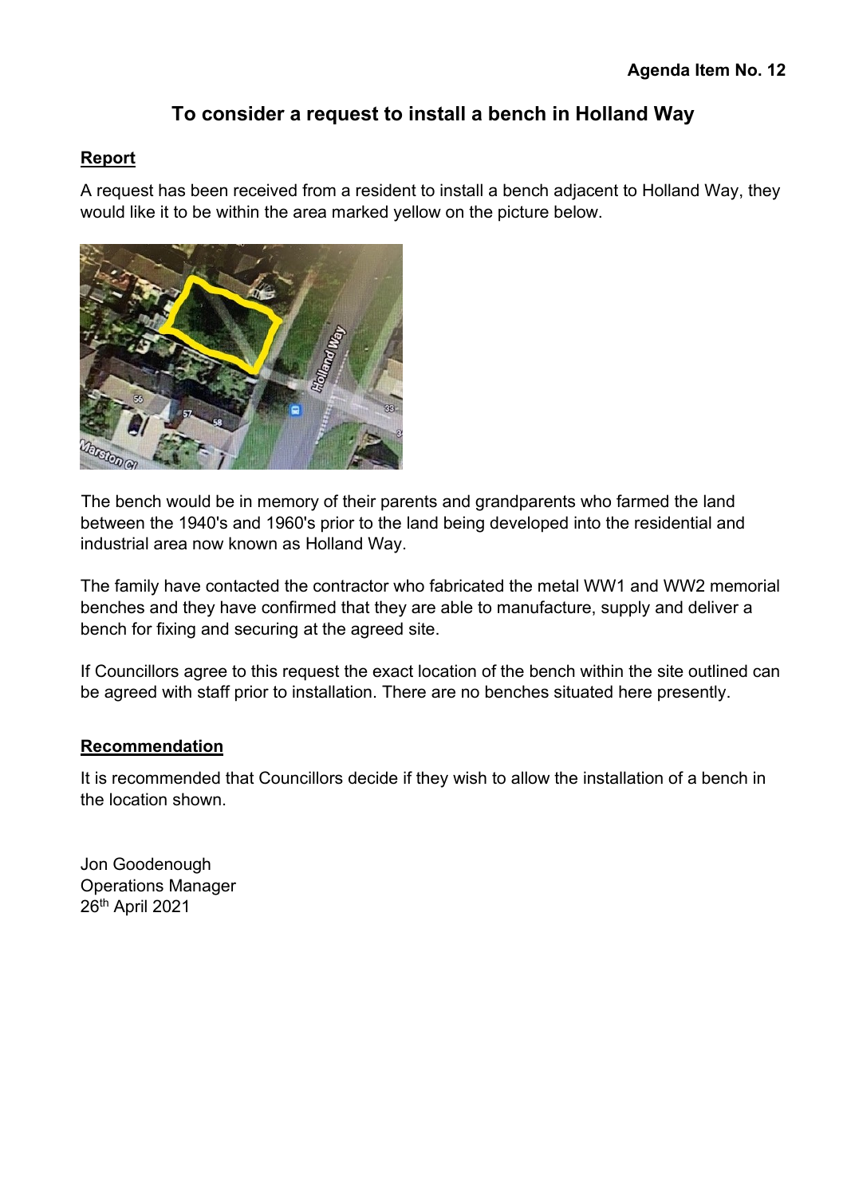**Agenda Item No. 12**

# To consider a request to install a bench in Holland Way

## Report

A request has been received from a resident to install a bench adjacent to Holland Way, they would like it to be within the area marked yellow on the picture below.

The bench would be in memory of their parents and grandparents who farmed the land between the 1940's and 1960's prior to the land being developed into the residential and industrial area now known as Holland Way.

The family have contacted the contractor who fabricated the metal WW1 and WW2 memorial benches and they have confirmed that they are able to manufacture, supply and deliver a bench for fixing and securing at the agreed site.

If Councillors agree to this request the exact location of the bench within the site outlined can be agreed with staff prior to installation. There are no benches situated here presently.

## Recommendation

It is recommended that Councillors decide if they wish to allow the installation of a bench in the location shown.

Jon Goodenough
Operations Manager
26th April 2021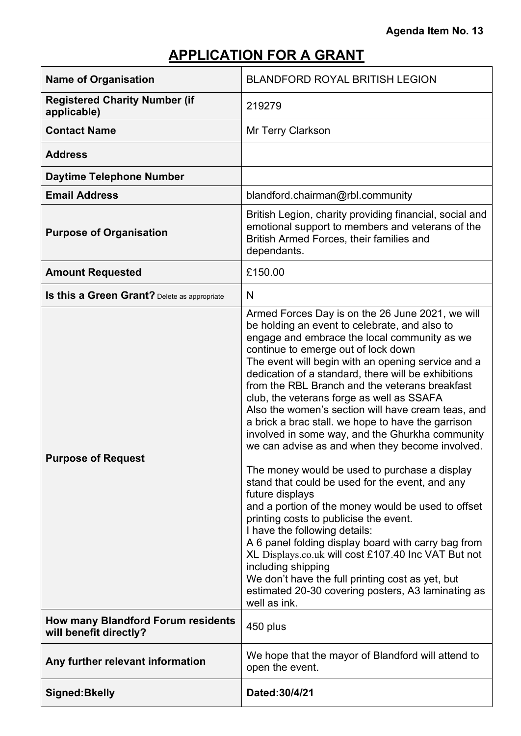**Agenda Item No. 13**

# APPLICATION FOR A GRANT

| | |
|---|---|
| **Name of Organisation** | BLANDFORD ROYAL BRITISH LEGION |
| **Registered Charity Number (if applicable)** | 219279 |
| **Contact Name** | Mr Terry Clarkson |
| **Address** | |
| **Daytime Telephone Number** | |
| **Email Address** | blandford.chairman@rbl.community |
| **Purpose of Organisation** | British Legion, charity providing financial, social and emotional support to members and veterans of the British Armed Forces, their families and dependants. |
| **Amount Requested** | £150.00 |
| **Is this a Green Grant?** Delete as appropriate | N |
| **Purpose of Request** | Armed Forces Day is on the 26 June 2021, we will be holding an event to celebrate, and also to engage and embrace the local community as we continue to emerge out of lock down<br>The event will begin with an opening service and a dedication of a standard, there will be exhibitions from the RBL Branch and the veterans breakfast club, the veterans forge as well as SSAFA<br>Also the women's section will have cream teas, and a brick a brac stall. we hope to have the garrison involved in some way, and the Ghurkha community we can advise as and when they become involved.<br><br>The money would be used to purchase a display stand that could be used for the event, and any future displays<br>and a portion of the money would be used to offset printing costs to publicise the event.<br>I have the following details:<br>A 6 panel folding display board with carry bag from XL Displays.co.uk will cost £107.40 Inc VAT But not including shipping<br>We don't have the full printing cost as yet, but estimated 20-30 covering posters, A3 laminating as well as ink. |
| **How many Blandford Forum residents will benefit directly?** | 450 plus |
| **Any further relevant information** | We hope that the mayor of Blandford will attend to open the event. |
| **Signed:Bkelly** | **Dated:30/4/21** |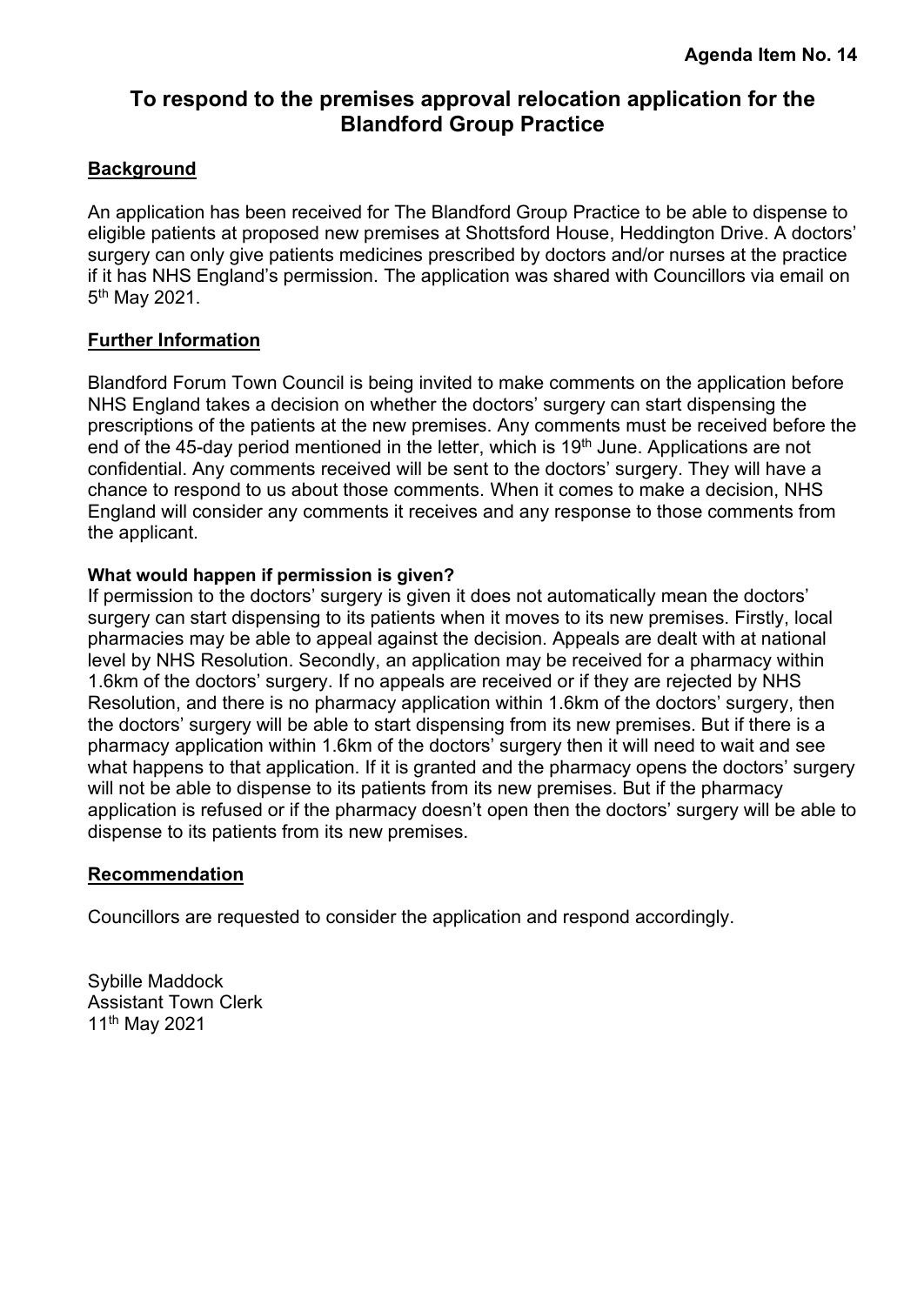**Agenda Item No. 14**

# To respond to the premises approval relocation application for the Blandford Group Practice

## Background

An application has been received for The Blandford Group Practice to be able to dispense to eligible patients at proposed new premises at Shottsford House, Heddington Drive. A doctors' surgery can only give patients medicines prescribed by doctors and/or nurses at the practice if it has NHS England's permission. The application was shared with Councillors via email on 5th May 2021.

## Further Information

Blandford Forum Town Council is being invited to make comments on the application before NHS England takes a decision on whether the doctors' surgery can start dispensing the prescriptions of the patients at the new premises. Any comments must be received before the end of the 45-day period mentioned in the letter, which is 19th June. Applications are not confidential. Any comments received will be sent to the doctors' surgery. They will have a chance to respond to us about those comments. When it comes to make a decision, NHS England will consider any comments it receives and any response to those comments from the applicant.

**What would happen if permission is given?**

If permission to the doctors' surgery is given it does not automatically mean the doctors' surgery can start dispensing to its patients when it moves to its new premises. Firstly, local pharmacies may be able to appeal against the decision. Appeals are dealt with at national level by NHS Resolution. Secondly, an application may be received for a pharmacy within 1.6km of the doctors' surgery. If no appeals are received or if they are rejected by NHS Resolution, and there is no pharmacy application within 1.6km of the doctors' surgery, then the doctors' surgery will be able to start dispensing from its new premises. But if there is a pharmacy application within 1.6km of the doctors' surgery then it will need to wait and see what happens to that application. If it is granted and the pharmacy opens the doctors' surgery will not be able to dispense to its patients from its new premises. But if the pharmacy application is refused or if the pharmacy doesn't open then the doctors' surgery will be able to dispense to its patients from its new premises.

## Recommendation

Councillors are requested to consider the application and respond accordingly.

Sybille Maddock
Assistant Town Clerk
11th May 2021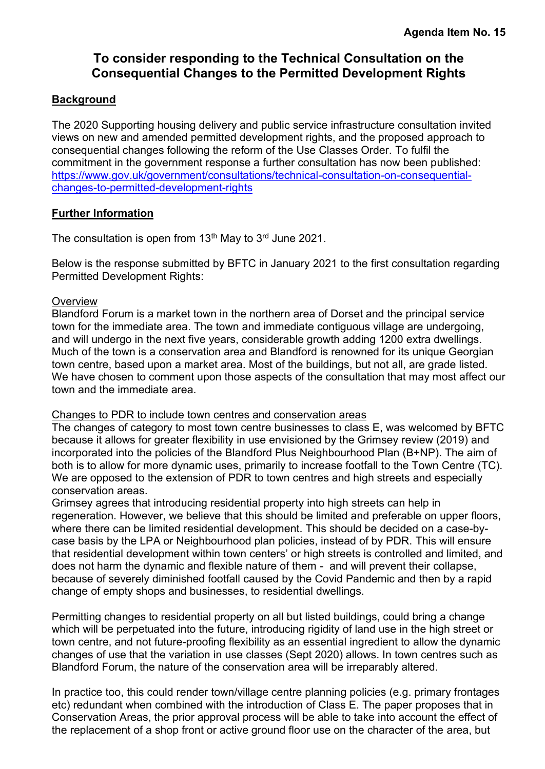**Agenda Item No. 15**

# To consider responding to the Technical Consultation on the Consequential Changes to the Permitted Development Rights

## Background

The 2020 Supporting housing delivery and public service infrastructure consultation invited views on new and amended permitted development rights, and the proposed approach to consequential changes following the reform of the Use Classes Order. To fulfil the commitment in the government response a further consultation has now been published: [https://www.gov.uk/government/consultations/technical-consultation-on-consequential-changes-to-permitted-development-rights](https://www.gov.uk/government/consultations/technical-consultation-on-consequential-changes-to-permitted-development-rights)

## Further Information

The consultation is open from 13th May to 3rd June 2021.

Below is the response submitted by BFTC in January 2021 to the first consultation regarding Permitted Development Rights:

Overview

Blandford Forum is a market town in the northern area of Dorset and the principal service town for the immediate area. The town and immediate contiguous village are undergoing, and will undergo in the next five years, considerable growth adding 1200 extra dwellings. Much of the town is a conservation area and Blandford is renowned for its unique Georgian town centre, based upon a market area. Most of the buildings, but not all, are grade listed. We have chosen to comment upon those aspects of the consultation that may most affect our town and the immediate area.

Changes to PDR to include town centres and conservation areas

The changes of category to most town centre businesses to class E, was welcomed by BFTC because it allows for greater flexibility in use envisioned by the Grimsey review (2019) and incorporated into the policies of the Blandford Plus Neighbourhood Plan (B+NP). The aim of both is to allow for more dynamic uses, primarily to increase footfall to the Town Centre (TC). We are opposed to the extension of PDR to town centres and high streets and especially conservation areas.

Grimsey agrees that introducing residential property into high streets can help in regeneration. However, we believe that this should be limited and preferable on upper floors, where there can be limited residential development. This should be decided on a case-by-case basis by the LPA or Neighbourhood plan policies, instead of by PDR. This will ensure that residential development within town centers' or high streets is controlled and limited, and does not harm the dynamic and flexible nature of them - and will prevent their collapse, because of severely diminished footfall caused by the Covid Pandemic and then by a rapid change of empty shops and businesses, to residential dwellings.

Permitting changes to residential property on all but listed buildings, could bring a change which will be perpetuated into the future, introducing rigidity of land use in the high street or town centre, and not future-proofing flexibility as an essential ingredient to allow the dynamic changes of use that the variation in use classes (Sept 2020) allows. In town centres such as Blandford Forum, the nature of the conservation area will be irreparably altered.

In practice too, this could render town/village centre planning policies (e.g. primary frontages etc) redundant when combined with the introduction of Class E. The paper proposes that in Conservation Areas, the prior approval process will be able to take into account the effect of the replacement of a shop front or active ground floor use on the character of the area, but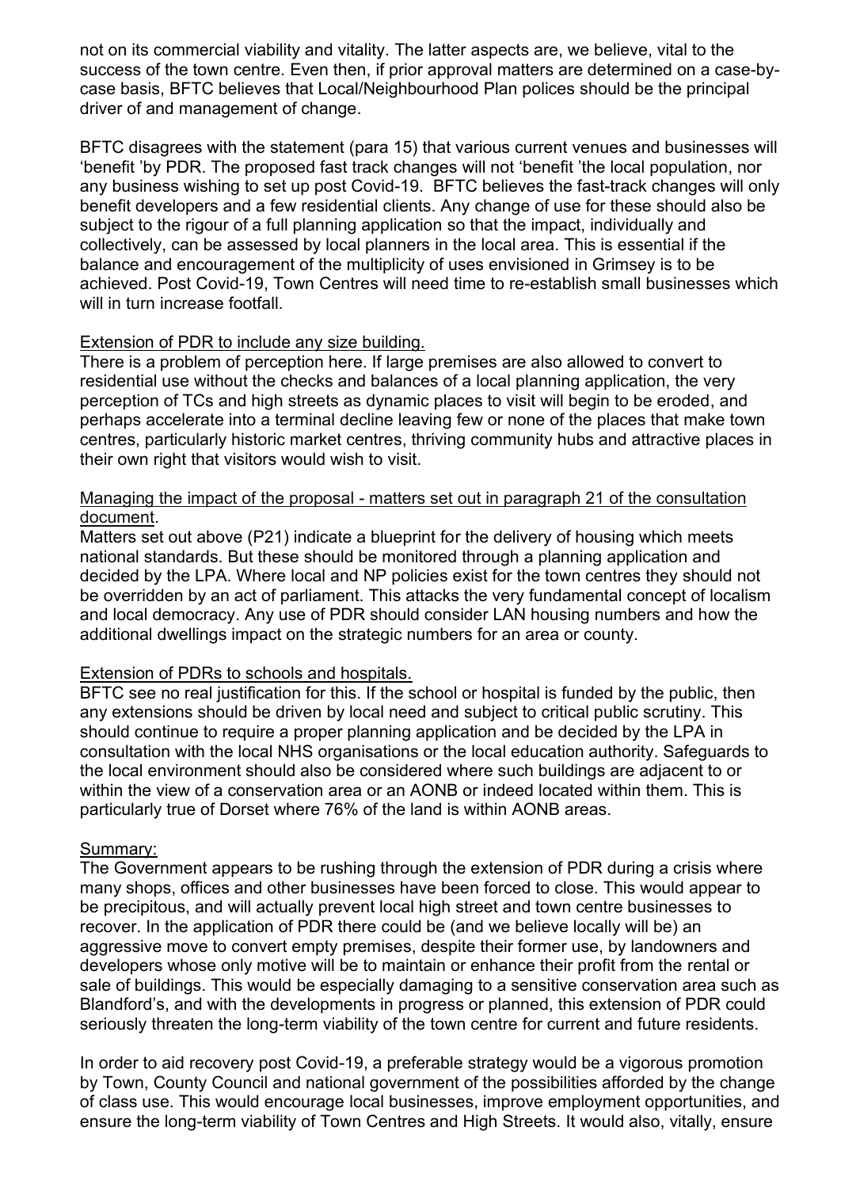not on its commercial viability and vitality. The latter aspects are, we believe, vital to the success of the town centre. Even then, if prior approval matters are determined on a case-by-case basis, BFTC believes that Local/Neighbourhood Plan polices should be the principal driver of and management of change.

BFTC disagrees with the statement (para 15) that various current venues and businesses will 'benefit 'by PDR. The proposed fast track changes will not 'benefit 'the local population, nor any business wishing to set up post Covid-19. BFTC believes the fast-track changes will only benefit developers and a few residential clients. Any change of use for these should also be subject to the rigour of a full planning application so that the impact, individually and collectively, can be assessed by local planners in the local area. This is essential if the balance and encouragement of the multiplicity of uses envisioned in Grimsey is to be achieved. Post Covid-19, Town Centres will need time to re-establish small businesses which will in turn increase footfall.

Extension of PDR to include any size building.

There is a problem of perception here. If large premises are also allowed to convert to residential use without the checks and balances of a local planning application, the very perception of TCs and high streets as dynamic places to visit will begin to be eroded, and perhaps accelerate into a terminal decline leaving few or none of the places that make town centres, particularly historic market centres, thriving community hubs and attractive places in their own right that visitors would wish to visit.

Managing the impact of the proposal - matters set out in paragraph 21 of the consultation document.

Matters set out above (P21) indicate a blueprint for the delivery of housing which meets national standards. But these should be monitored through a planning application and decided by the LPA. Where local and NP policies exist for the town centres they should not be overridden by an act of parliament. This attacks the very fundamental concept of localism and local democracy. Any use of PDR should consider LAN housing numbers and how the additional dwellings impact on the strategic numbers for an area or county.

Extension of PDRs to schools and hospitals.

BFTC see no real justification for this. If the school or hospital is funded by the public, then any extensions should be driven by local need and subject to critical public scrutiny. This should continue to require a proper planning application and be decided by the LPA in consultation with the local NHS organisations or the local education authority. Safeguards to the local environment should also be considered where such buildings are adjacent to or within the view of a conservation area or an AONB or indeed located within them. This is particularly true of Dorset where 76% of the land is within AONB areas.

Summary:

The Government appears to be rushing through the extension of PDR during a crisis where many shops, offices and other businesses have been forced to close. This would appear to be precipitous, and will actually prevent local high street and town centre businesses to recover. In the application of PDR there could be (and we believe locally will be) an aggressive move to convert empty premises, despite their former use, by landowners and developers whose only motive will be to maintain or enhance their profit from the rental or sale of buildings. This would be especially damaging to a sensitive conservation area such as Blandford's, and with the developments in progress or planned, this extension of PDR could seriously threaten the long-term viability of the town centre for current and future residents.

In order to aid recovery post Covid-19, a preferable strategy would be a vigorous promotion by Town, County Council and national government of the possibilities afforded by the change of class use. This would encourage local businesses, improve employment opportunities, and ensure the long-term viability of Town Centres and High Streets. It would also, vitally, ensure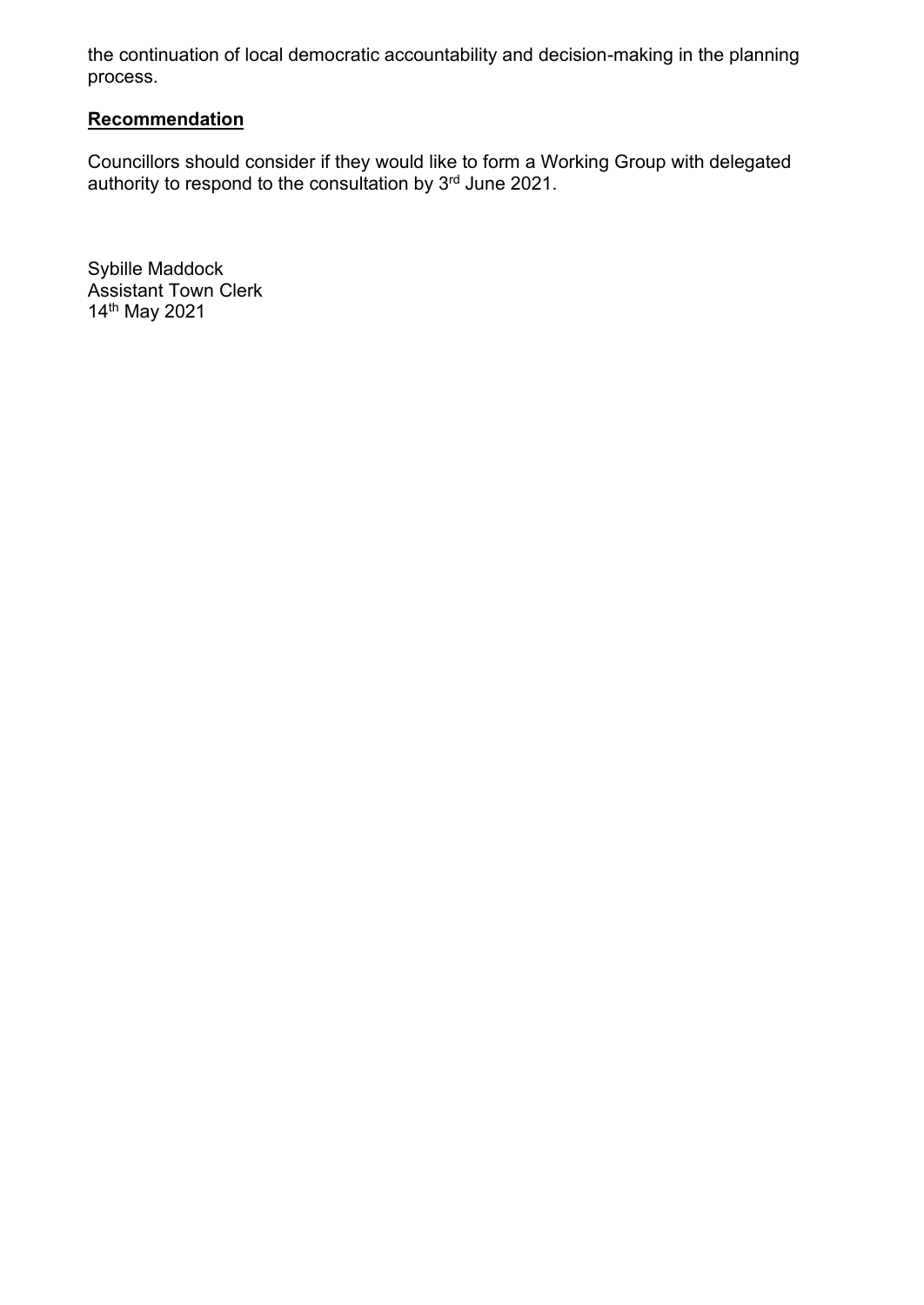the continuation of local democratic accountability and decision-making in the planning process.

## **Recommendation**

Councillors should consider if they would like to form a Working Group with delegated authority to respond to the consultation by 3rd June 2021.

Sybille Maddock
Assistant Town Clerk
14th May 2021